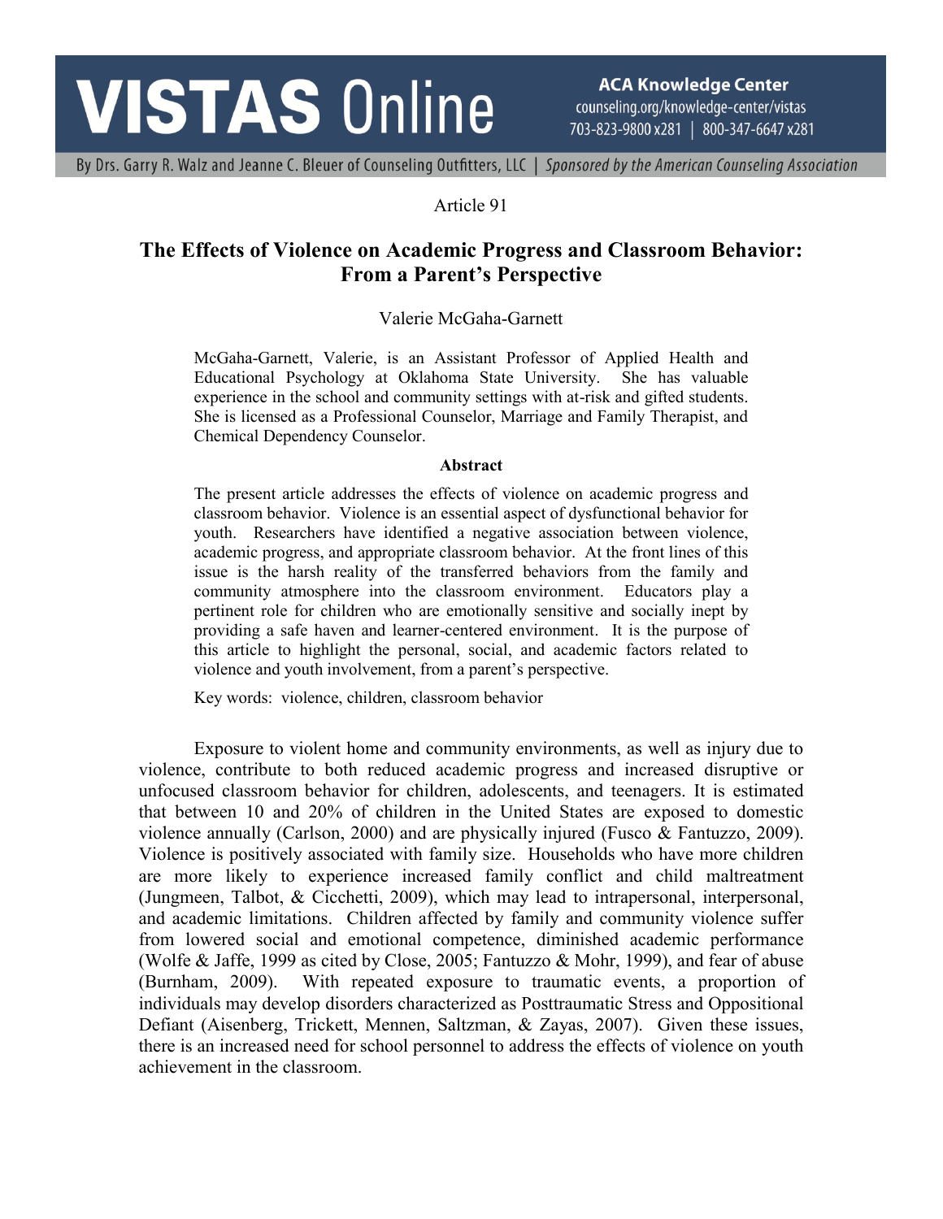Article 91

# The Effects of Violence on Academic Progress and Classroom Behavior: From a Parent's Perspective

Valerie McGaha-Garnett

McGaha-Garnett, Valerie, is an Assistant Professor of Applied Health and Educational Psychology at Oklahoma State University. She has valuable experience in the school and community settings with at-risk and gifted students. She is licensed as a Professional Counselor, Marriage and Family Therapist, and Chemical Dependency Counselor.

**Abstract**

The present article addresses the effects of violence on academic progress and classroom behavior. Violence is an essential aspect of dysfunctional behavior for youth. Researchers have identified a negative association between violence, academic progress, and appropriate classroom behavior. At the front lines of this issue is the harsh reality of the transferred behaviors from the family and community atmosphere into the classroom environment. Educators play a pertinent role for children who are emotionally sensitive and socially inept by providing a safe haven and learner-centered environment. It is the purpose of this article to highlight the personal, social, and academic factors related to violence and youth involvement, from a parent's perspective.

Key words: violence, children, classroom behavior

Exposure to violent home and community environments, as well as injury due to violence, contribute to both reduced academic progress and increased disruptive or unfocused classroom behavior for children, adolescents, and teenagers. It is estimated that between 10 and 20% of children in the United States are exposed to domestic violence annually (Carlson, 2000) and are physically injured (Fusco & Fantuzzo, 2009). Violence is positively associated with family size. Households who have more children are more likely to experience increased family conflict and child maltreatment (Jungmeen, Talbot, & Cicchetti, 2009), which may lead to intrapersonal, interpersonal, and academic limitations. Children affected by family and community violence suffer from lowered social and emotional competence, diminished academic performance (Wolfe & Jaffe, 1999 as cited by Close, 2005; Fantuzzo & Mohr, 1999), and fear of abuse (Burnham, 2009). With repeated exposure to traumatic events, a proportion of individuals may develop disorders characterized as Posttraumatic Stress and Oppositional Defiant (Aisenberg, Trickett, Mennen, Saltzman, & Zayas, 2007). Given these issues, there is an increased need for school personnel to address the effects of violence on youth achievement in the classroom.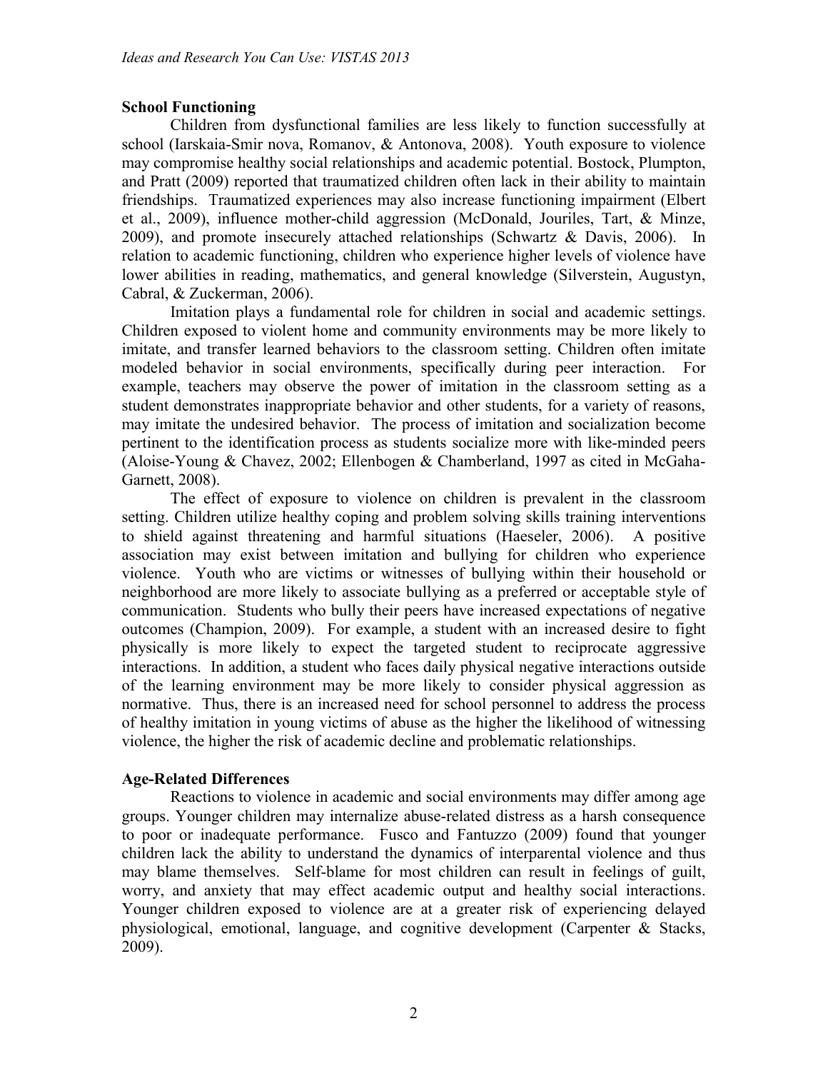**School Functioning**

Children from dysfunctional families are less likely to function successfully at school (Iarskaia-Smir nova, Romanov, & Antonova, 2008). Youth exposure to violence may compromise healthy social relationships and academic potential. Bostock, Plumpton, and Pratt (2009) reported that traumatized children often lack in their ability to maintain friendships. Traumatized experiences may also increase functioning impairment (Elbert et al., 2009), influence mother-child aggression (McDonald, Jouriles, Tart, & Minze, 2009), and promote insecurely attached relationships (Schwartz & Davis, 2006). In relation to academic functioning, children who experience higher levels of violence have lower abilities in reading, mathematics, and general knowledge (Silverstein, Augustyn, Cabral, & Zuckerman, 2006).

Imitation plays a fundamental role for children in social and academic settings. Children exposed to violent home and community environments may be more likely to imitate, and transfer learned behaviors to the classroom setting. Children often imitate modeled behavior in social environments, specifically during peer interaction. For example, teachers may observe the power of imitation in the classroom setting as a student demonstrates inappropriate behavior and other students, for a variety of reasons, may imitate the undesired behavior. The process of imitation and socialization become pertinent to the identification process as students socialize more with like-minded peers (Aloise-Young & Chavez, 2002; Ellenbogen & Chamberland, 1997 as cited in McGaha-Garnett, 2008).

The effect of exposure to violence on children is prevalent in the classroom setting. Children utilize healthy coping and problem solving skills training interventions to shield against threatening and harmful situations (Haeseler, 2006). A positive association may exist between imitation and bullying for children who experience violence. Youth who are victims or witnesses of bullying within their household or neighborhood are more likely to associate bullying as a preferred or acceptable style of communication. Students who bully their peers have increased expectations of negative outcomes (Champion, 2009). For example, a student with an increased desire to fight physically is more likely to expect the targeted student to reciprocate aggressive interactions. In addition, a student who faces daily physical negative interactions outside of the learning environment may be more likely to consider physical aggression as normative. Thus, there is an increased need for school personnel to address the process of healthy imitation in young victims of abuse as the higher the likelihood of witnessing violence, the higher the risk of academic decline and problematic relationships.

**Age-Related Differences**

Reactions to violence in academic and social environments may differ among age groups. Younger children may internalize abuse-related distress as a harsh consequence to poor or inadequate performance. Fusco and Fantuzzo (2009) found that younger children lack the ability to understand the dynamics of interparental violence and thus may blame themselves. Self-blame for most children can result in feelings of guilt, worry, and anxiety that may effect academic output and healthy social interactions. Younger children exposed to violence are at a greater risk of experiencing delayed physiological, emotional, language, and cognitive development (Carpenter & Stacks, 2009).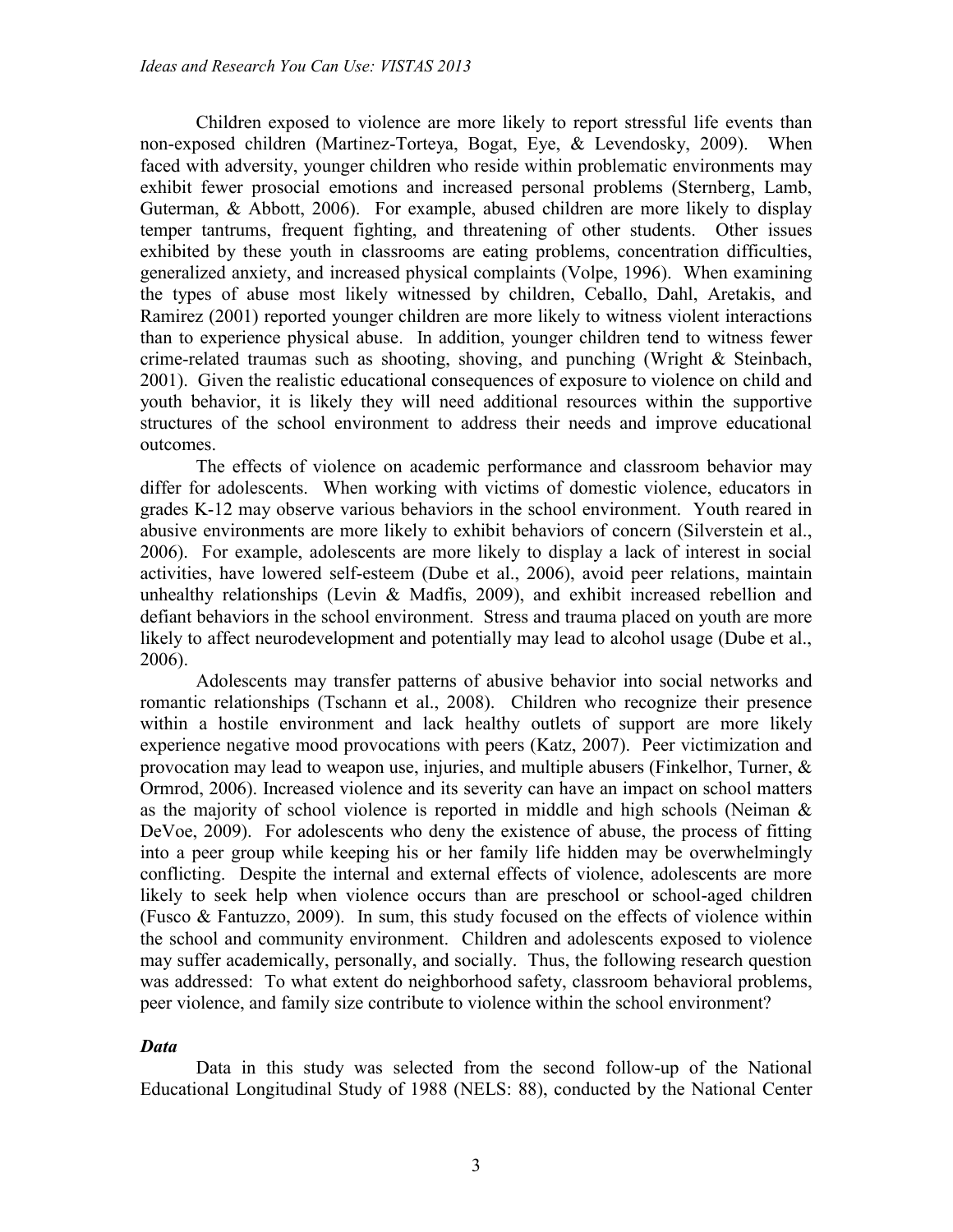Children exposed to violence are more likely to report stressful life events than non-exposed children (Martinez-Torteya, Bogat, Eye, & Levendosky, 2009). When faced with adversity, younger children who reside within problematic environments may exhibit fewer prosocial emotions and increased personal problems (Sternberg, Lamb, Guterman, & Abbott, 2006). For example, abused children are more likely to display temper tantrums, frequent fighting, and threatening of other students. Other issues exhibited by these youth in classrooms are eating problems, concentration difficulties, generalized anxiety, and increased physical complaints (Volpe, 1996). When examining the types of abuse most likely witnessed by children, Ceballo, Dahl, Aretakis, and Ramirez (2001) reported younger children are more likely to witness violent interactions than to experience physical abuse. In addition, younger children tend to witness fewer crime-related traumas such as shooting, shoving, and punching (Wright & Steinbach, 2001). Given the realistic educational consequences of exposure to violence on child and youth behavior, it is likely they will need additional resources within the supportive structures of the school environment to address their needs and improve educational outcomes.

The effects of violence on academic performance and classroom behavior may differ for adolescents. When working with victims of domestic violence, educators in grades K-12 may observe various behaviors in the school environment. Youth reared in abusive environments are more likely to exhibit behaviors of concern (Silverstein et al., 2006). For example, adolescents are more likely to display a lack of interest in social activities, have lowered self-esteem (Dube et al., 2006), avoid peer relations, maintain unhealthy relationships (Levin & Madfis, 2009), and exhibit increased rebellion and defiant behaviors in the school environment. Stress and trauma placed on youth are more likely to affect neurodevelopment and potentially may lead to alcohol usage (Dube et al., 2006).

Adolescents may transfer patterns of abusive behavior into social networks and romantic relationships (Tschann et al., 2008). Children who recognize their presence within a hostile environment and lack healthy outlets of support are more likely experience negative mood provocations with peers (Katz, 2007). Peer victimization and provocation may lead to weapon use, injuries, and multiple abusers (Finkelhor, Turner, & Ormrod, 2006). Increased violence and its severity can have an impact on school matters as the majority of school violence is reported in middle and high schools (Neiman & DeVoe, 2009). For adolescents who deny the existence of abuse, the process of fitting into a peer group while keeping his or her family life hidden may be overwhelmingly conflicting. Despite the internal and external effects of violence, adolescents are more likely to seek help when violence occurs than are preschool or school-aged children (Fusco & Fantuzzo, 2009). In sum, this study focused on the effects of violence within the school and community environment. Children and adolescents exposed to violence may suffer academically, personally, and socially. Thus, the following research question was addressed: To what extent do neighborhood safety, classroom behavioral problems, peer violence, and family size contribute to violence within the school environment?

### *Data*

Data in this study was selected from the second follow-up of the National Educational Longitudinal Study of 1988 (NELS: 88), conducted by the National Center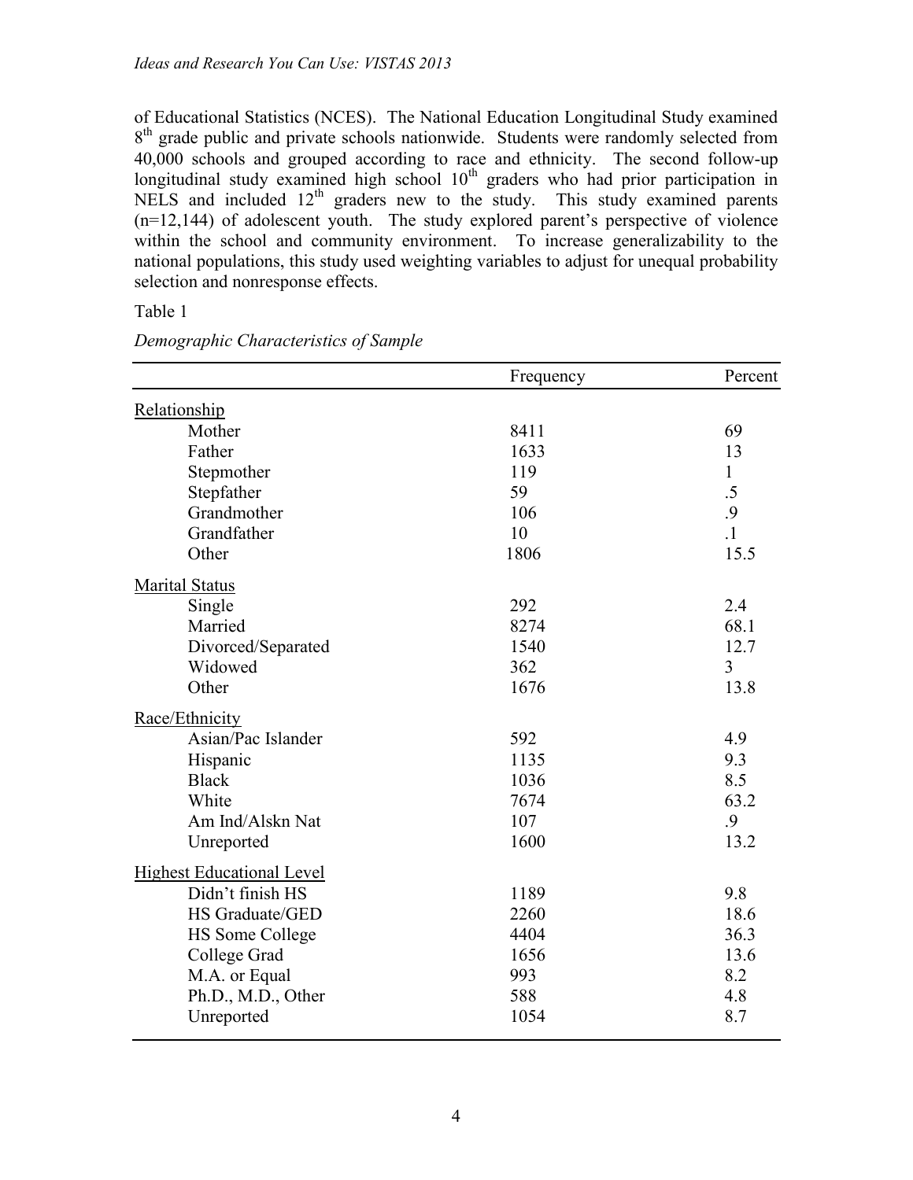of Educational Statistics (NCES). The National Education Longitudinal Study examined 8th grade public and private schools nationwide. Students were randomly selected from 40,000 schools and grouped according to race and ethnicity. The second follow-up longitudinal study examined high school 10th graders who had prior participation in NELS and included 12th graders new to the study. This study examined parents (n=12,144) of adolescent youth. The study explored parent's perspective of violence within the school and community environment. To increase generalizability to the national populations, this study used weighting variables to adjust for unequal probability selection and nonresponse effects.

Table 1

*Demographic Characteristics of Sample*

| | Frequency | Percent |
|---|---|---|
| Relationship | | |
| Mother | 8411 | 69 |
| Father | 1633 | 13 |
| Stepmother | 119 | 1 |
| Stepfather | 59 | .5 |
| Grandmother | 106 | .9 |
| Grandfather | 10 | .1 |
| Other | 1806 | 15.5 |
| Marital Status | | |
| Single | 292 | 2.4 |
| Married | 8274 | 68.1 |
| Divorced/Separated | 1540 | 12.7 |
| Widowed | 362 | 3 |
| Other | 1676 | 13.8 |
| Race/Ethnicity | | |
| Asian/Pac Islander | 592 | 4.9 |
| Hispanic | 1135 | 9.3 |
| Black | 1036 | 8.5 |
| White | 7674 | 63.2 |
| Am Ind/Alskn Nat | 107 | .9 |
| Unreported | 1600 | 13.2 |
| Highest Educational Level | | |
| Didn't finish HS | 1189 | 9.8 |
| HS Graduate/GED | 2260 | 18.6 |
| HS Some College | 4404 | 36.3 |
| College Grad | 1656 | 13.6 |
| M.A. or Equal | 993 | 8.2 |
| Ph.D., M.D., Other | 588 | 4.8 |
| Unreported | 1054 | 8.7 |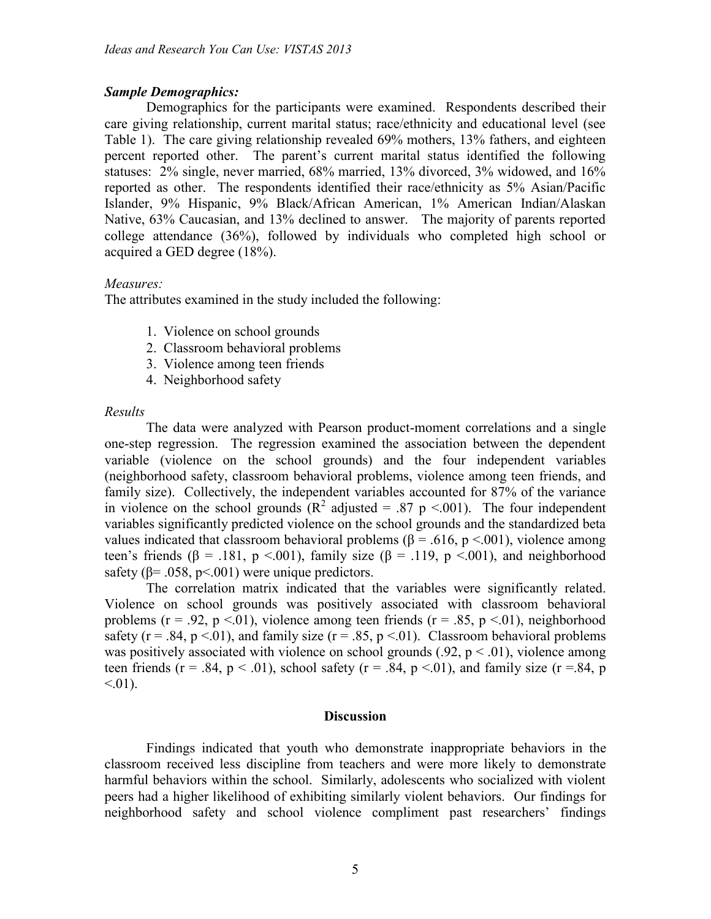***Sample Demographics:***

Demographics for the participants were examined. Respondents described their care giving relationship, current marital status; race/ethnicity and educational level (see Table 1). The care giving relationship revealed 69% mothers, 13% fathers, and eighteen percent reported other. The parent's current marital status identified the following statuses: 2% single, never married, 68% married, 13% divorced, 3% widowed, and 16% reported as other. The respondents identified their race/ethnicity as 5% Asian/Pacific Islander, 9% Hispanic, 9% Black/African American, 1% American Indian/Alaskan Native, 63% Caucasian, and 13% declined to answer. The majority of parents reported college attendance (36%), followed by individuals who completed high school or acquired a GED degree (18%).

*Measures:*

The attributes examined in the study included the following:

1. Violence on school grounds
2. Classroom behavioral problems
3. Violence among teen friends
4. Neighborhood safety

*Results*

The data were analyzed with Pearson product-moment correlations and a single one-step regression. The regression examined the association between the dependent variable (violence on the school grounds) and the four independent variables (neighborhood safety, classroom behavioral problems, violence among teen friends, and family size). Collectively, the independent variables accounted for 87% of the variance in violence on the school grounds ($R^2$ adjusted = .87 $p < .001$). The four independent variables significantly predicted violence on the school grounds and the standardized beta values indicated that classroom behavioral problems ($\beta = .616$, $p < .001$), violence among teen's friends ($\beta = .181$, $p < .001$), family size ($\beta = .119$, $p < .001$), and neighborhood safety ($\beta = .058$, $p < .001$) were unique predictors.

The correlation matrix indicated that the variables were significantly related. Violence on school grounds was positively associated with classroom behavioral problems ($r = .92$, $p < .01$), violence among teen friends ($r = .85$, $p < .01$), neighborhood safety ($r = .84$, $p < .01$), and family size ($r = .85$, $p < .01$). Classroom behavioral problems was positively associated with violence on school grounds (.92, $p < .01$), violence among teen friends ($r = .84$, $p < .01$), school safety ($r = .84$, $p < .01$), and family size ($r = .84$, $p < .01$).

## Discussion

Findings indicated that youth who demonstrate inappropriate behaviors in the classroom received less discipline from teachers and were more likely to demonstrate harmful behaviors within the school. Similarly, adolescents who socialized with violent peers had a higher likelihood of exhibiting similarly violent behaviors. Our findings for neighborhood safety and school violence compliment past researchers' findings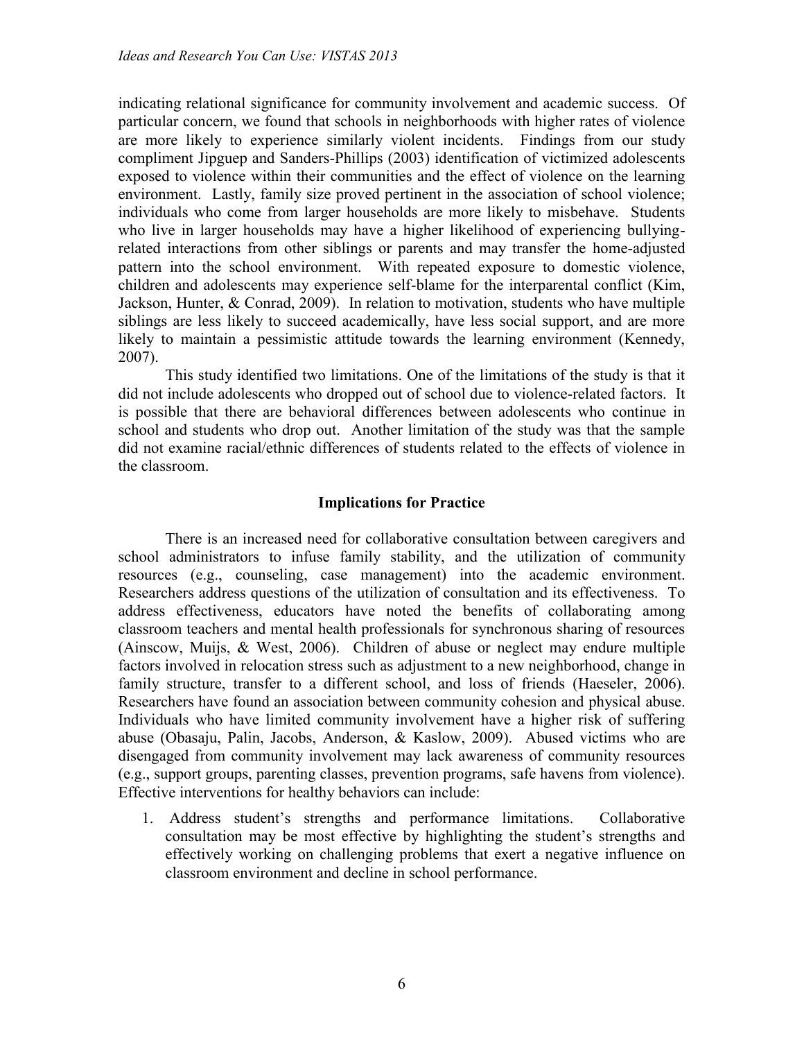indicating relational significance for community involvement and academic success. Of particular concern, we found that schools in neighborhoods with higher rates of violence are more likely to experience similarly violent incidents. Findings from our study compliment Jipguep and Sanders-Phillips (2003) identification of victimized adolescents exposed to violence within their communities and the effect of violence on the learning environment. Lastly, family size proved pertinent in the association of school violence; individuals who come from larger households are more likely to misbehave. Students who live in larger households may have a higher likelihood of experiencing bullying-related interactions from other siblings or parents and may transfer the home-adjusted pattern into the school environment. With repeated exposure to domestic violence, children and adolescents may experience self-blame for the interparental conflict (Kim, Jackson, Hunter, & Conrad, 2009). In relation to motivation, students who have multiple siblings are less likely to succeed academically, have less social support, and are more likely to maintain a pessimistic attitude towards the learning environment (Kennedy, 2007).

This study identified two limitations. One of the limitations of the study is that it did not include adolescents who dropped out of school due to violence-related factors. It is possible that there are behavioral differences between adolescents who continue in school and students who drop out. Another limitation of the study was that the sample did not examine racial/ethnic differences of students related to the effects of violence in the classroom.

## Implications for Practice

There is an increased need for collaborative consultation between caregivers and school administrators to infuse family stability, and the utilization of community resources (e.g., counseling, case management) into the academic environment. Researchers address questions of the utilization of consultation and its effectiveness. To address effectiveness, educators have noted the benefits of collaborating among classroom teachers and mental health professionals for synchronous sharing of resources (Ainscow, Muijs, & West, 2006). Children of abuse or neglect may endure multiple factors involved in relocation stress such as adjustment to a new neighborhood, change in family structure, transfer to a different school, and loss of friends (Haeseler, 2006). Researchers have found an association between community cohesion and physical abuse. Individuals who have limited community involvement have a higher risk of suffering abuse (Obasaju, Palin, Jacobs, Anderson, & Kaslow, 2009). Abused victims who are disengaged from community involvement may lack awareness of community resources (e.g., support groups, parenting classes, prevention programs, safe havens from violence). Effective interventions for healthy behaviors can include:

1. Address student's strengths and performance limitations. Collaborative consultation may be most effective by highlighting the student's strengths and effectively working on challenging problems that exert a negative influence on classroom environment and decline in school performance.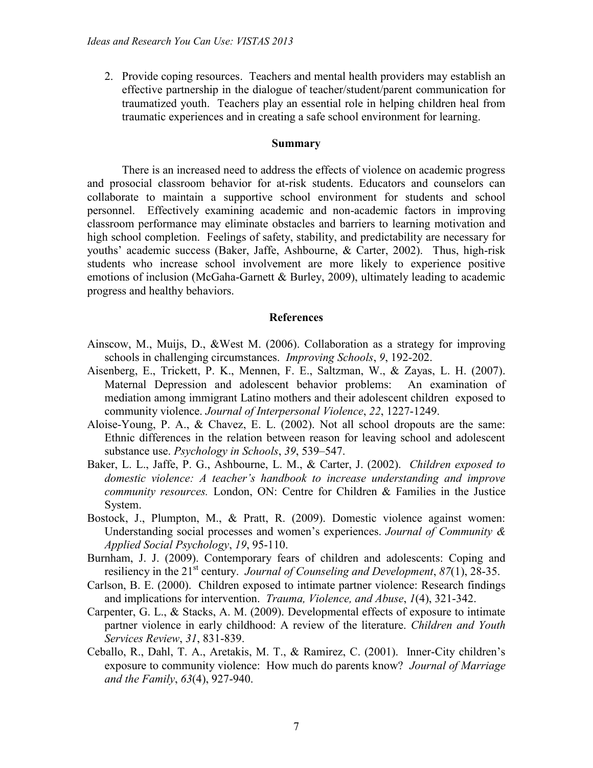2. Provide coping resources. Teachers and mental health providers may establish an effective partnership in the dialogue of teacher/student/parent communication for traumatized youth. Teachers play an essential role in helping children heal from traumatic experiences and in creating a safe school environment for learning.

## Summary

There is an increased need to address the effects of violence on academic progress and prosocial classroom behavior for at-risk students. Educators and counselors can collaborate to maintain a supportive school environment for students and school personnel. Effectively examining academic and non-academic factors in improving classroom performance may eliminate obstacles and barriers to learning motivation and high school completion. Feelings of safety, stability, and predictability are necessary for youths' academic success (Baker, Jaffe, Ashbourne, & Carter, 2002). Thus, high-risk students who increase school involvement are more likely to experience positive emotions of inclusion (McGaha-Garnett & Burley, 2009), ultimately leading to academic progress and healthy behaviors.

## References

Ainscow, M., Muijs, D., &West M. (2006). Collaboration as a strategy for improving schools in challenging circumstances. *Improving Schools*, *9*, 192-202.

Aisenberg, E., Trickett, P. K., Mennen, F. E., Saltzman, W., & Zayas, L. H. (2007). Maternal Depression and adolescent behavior problems: An examination of mediation among immigrant Latino mothers and their adolescent children exposed to community violence. *Journal of Interpersonal Violence*, *22*, 1227-1249.

Aloise-Young, P. A., & Chavez, E. L. (2002). Not all school dropouts are the same: Ethnic differences in the relation between reason for leaving school and adolescent substance use. *Psychology in Schools*, *39*, 539–547.

Baker, L. L., Jaffe, P. G., Ashbourne, L. M., & Carter, J. (2002). *Children exposed to domestic violence: A teacher's handbook to increase understanding and improve community resources.* London, ON: Centre for Children & Families in the Justice System.

Bostock, J., Plumpton, M., & Pratt, R. (2009). Domestic violence against women: Understanding social processes and women's experiences. *Journal of Community & Applied Social Psychology*, *19*, 95-110.

Burnham, J. J. (2009). Contemporary fears of children and adolescents: Coping and resiliency in the 21st century. *Journal of Counseling and Development*, *87*(1), 28-35.

Carlson, B. E. (2000). Children exposed to intimate partner violence: Research findings and implications for intervention. *Trauma, Violence, and Abuse*, *1*(4), 321-342.

Carpenter, G. L., & Stacks, A. M. (2009). Developmental effects of exposure to intimate partner violence in early childhood: A review of the literature. *Children and Youth Services Review*, *31*, 831-839.

Ceballo, R., Dahl, T. A., Aretakis, M. T., & Ramirez, C. (2001). Inner-City children's exposure to community violence: How much do parents know? *Journal of Marriage and the Family*, *63*(4), 927-940.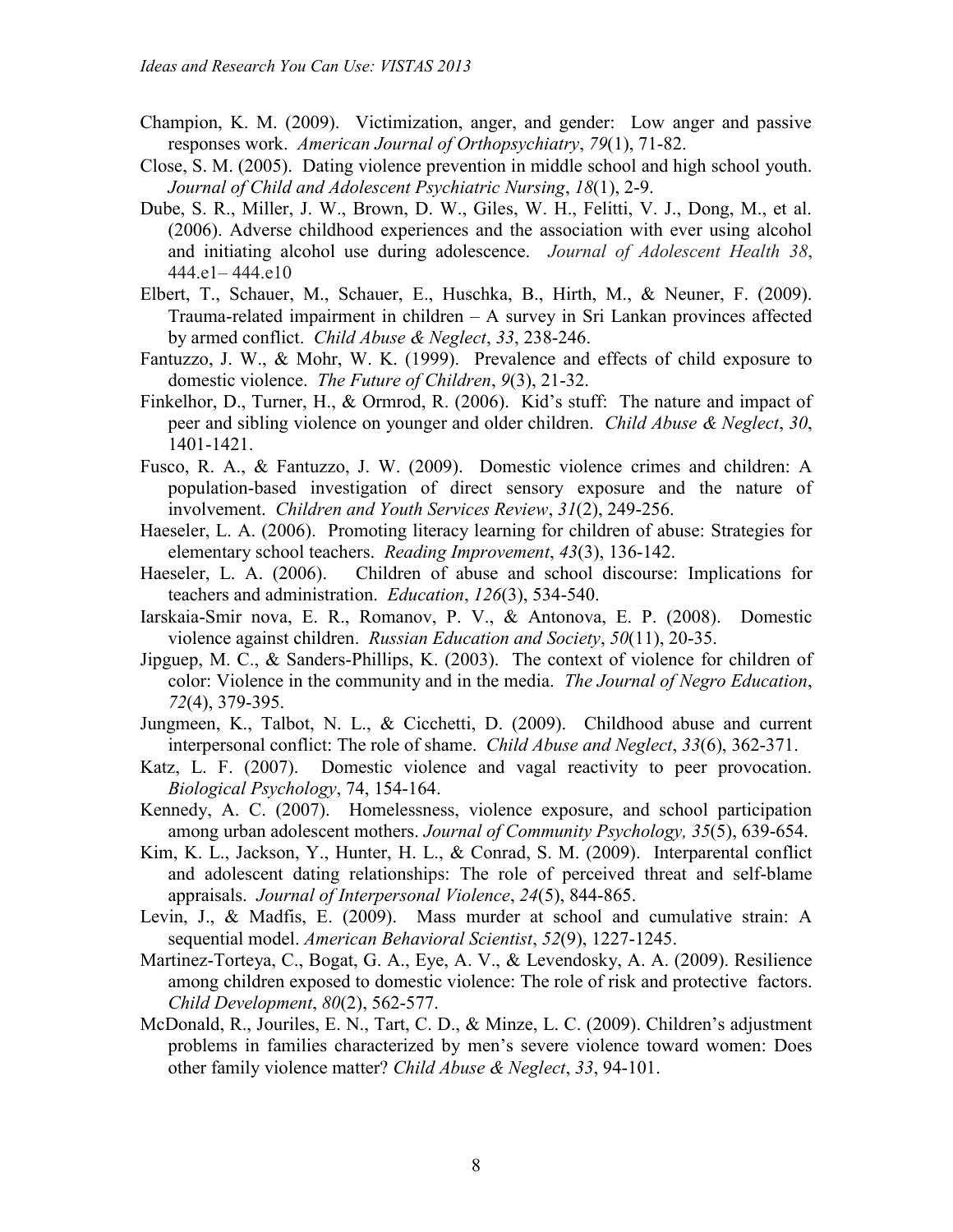Champion, K. M. (2009). Victimization, anger, and gender: Low anger and passive responses work. *American Journal of Orthopsychiatry*, *79*(1), 71-82.

Close, S. M. (2005). Dating violence prevention in middle school and high school youth. *Journal of Child and Adolescent Psychiatric Nursing*, *18*(1), 2-9.

Dube, S. R., Miller, J. W., Brown, D. W., Giles, W. H., Felitti, V. J., Dong, M., et al. (2006). Adverse childhood experiences and the association with ever using alcohol and initiating alcohol use during adolescence. *Journal of Adolescent Health 38*, 444.e1– 444.e10

Elbert, T., Schauer, M., Schauer, E., Huschka, B., Hirth, M., & Neuner, F. (2009). Trauma-related impairment in children – A survey in Sri Lankan provinces affected by armed conflict. *Child Abuse & Neglect*, *33*, 238-246.

Fantuzzo, J. W., & Mohr, W. K. (1999). Prevalence and effects of child exposure to domestic violence. *The Future of Children*, *9*(3), 21-32.

Finkelhor, D., Turner, H., & Ormrod, R. (2006). Kid's stuff: The nature and impact of peer and sibling violence on younger and older children. *Child Abuse & Neglect*, *30*, 1401-1421.

Fusco, R. A., & Fantuzzo, J. W. (2009). Domestic violence crimes and children: A population-based investigation of direct sensory exposure and the nature of involvement. *Children and Youth Services Review*, *31*(2), 249-256.

Haeseler, L. A. (2006). Promoting literacy learning for children of abuse: Strategies for elementary school teachers. *Reading Improvement*, *43*(3), 136-142.

Haeseler, L. A. (2006). Children of abuse and school discourse: Implications for teachers and administration. *Education*, *126*(3), 534-540.

Iarskaia-Smir nova, E. R., Romanov, P. V., & Antonova, E. P. (2008). Domestic violence against children. *Russian Education and Society*, *50*(11), 20-35.

Jipguep, M. C., & Sanders-Phillips, K. (2003). The context of violence for children of color: Violence in the community and in the media. *The Journal of Negro Education*, *72*(4), 379-395.

Jungmeen, K., Talbot, N. L., & Cicchetti, D. (2009). Childhood abuse and current interpersonal conflict: The role of shame. *Child Abuse and Neglect*, *33*(6), 362-371.

Katz, L. F. (2007). Domestic violence and vagal reactivity to peer provocation. *Biological Psychology*, 74, 154-164.

Kennedy, A. C. (2007). Homelessness, violence exposure, and school participation among urban adolescent mothers. *Journal of Community Psychology, 35*(5), 639-654.

Kim, K. L., Jackson, Y., Hunter, H. L., & Conrad, S. M. (2009). Interparental conflict and adolescent dating relationships: The role of perceived threat and self-blame appraisals. *Journal of Interpersonal Violence*, *24*(5), 844-865.

Levin, J., & Madfis, E. (2009). Mass murder at school and cumulative strain: A sequential model. *American Behavioral Scientist*, *52*(9), 1227-1245.

Martinez-Torteya, C., Bogat, G. A., Eye, A. V., & Levendosky, A. A. (2009). Resilience among children exposed to domestic violence: The role of risk and protective factors. *Child Development*, *80*(2), 562-577.

McDonald, R., Jouriles, E. N., Tart, C. D., & Minze, L. C. (2009). Children's adjustment problems in families characterized by men's severe violence toward women: Does other family violence matter? *Child Abuse & Neglect*, *33*, 94-101.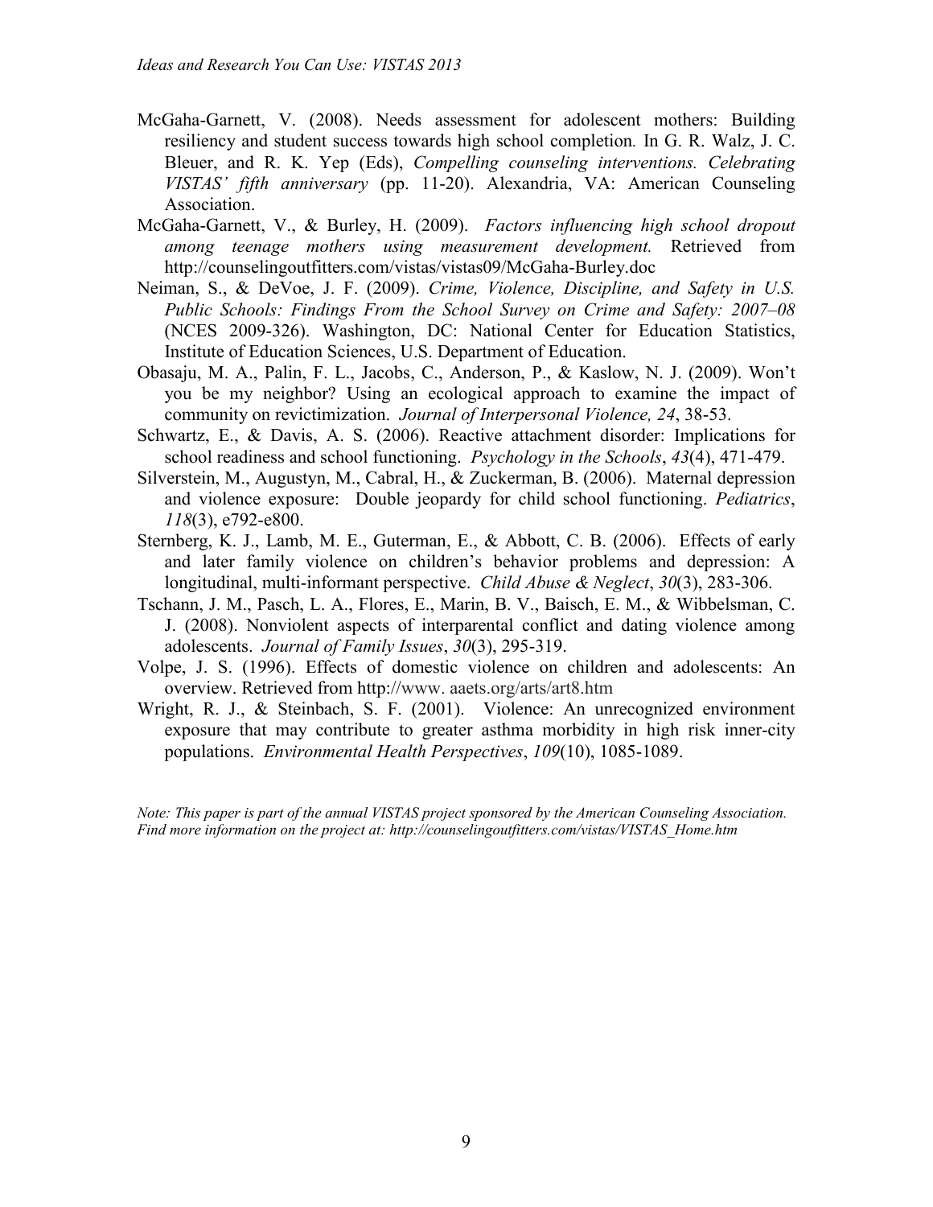McGaha-Garnett, V. (2008). Needs assessment for adolescent mothers: Building resiliency and student success towards high school completion. In G. R. Walz, J. C. Bleuer, and R. K. Yep (Eds), *Compelling counseling interventions. Celebrating VISTAS' fifth anniversary* (pp. 11-20). Alexandria, VA: American Counseling Association.

McGaha-Garnett, V., & Burley, H. (2009). *Factors influencing high school dropout among teenage mothers using measurement development.* Retrieved from http://counselingoutfitters.com/vistas/vistas09/McGaha-Burley.doc

Neiman, S., & DeVoe, J. F. (2009). *Crime, Violence, Discipline, and Safety in U.S. Public Schools: Findings From the School Survey on Crime and Safety: 2007–08* (NCES 2009-326). Washington, DC: National Center for Education Statistics, Institute of Education Sciences, U.S. Department of Education.

Obasaju, M. A., Palin, F. L., Jacobs, C., Anderson, P., & Kaslow, N. J. (2009). Won't you be my neighbor? Using an ecological approach to examine the impact of community on revictimization. *Journal of Interpersonal Violence, 24*, 38-53.

Schwartz, E., & Davis, A. S. (2006). Reactive attachment disorder: Implications for school readiness and school functioning. *Psychology in the Schools*, *43*(4), 471-479.

Silverstein, M., Augustyn, M., Cabral, H., & Zuckerman, B. (2006). Maternal depression and violence exposure: Double jeopardy for child school functioning. *Pediatrics*, *118*(3), e792-e800.

Sternberg, K. J., Lamb, M. E., Guterman, E., & Abbott, C. B. (2006). Effects of early and later family violence on children's behavior problems and depression: A longitudinal, multi-informant perspective. *Child Abuse & Neglect*, *30*(3), 283-306.

Tschann, J. M., Pasch, L. A., Flores, E., Marin, B. V., Baisch, E. M., & Wibbelsman, C. J. (2008). Nonviolent aspects of interparental conflict and dating violence among adolescents. *Journal of Family Issues*, *30*(3), 295-319.

Volpe, J. S. (1996). Effects of domestic violence on children and adolescents: An overview. Retrieved from http://www. aaets.org/arts/art8.htm

Wright, R. J., & Steinbach, S. F. (2001). Violence: An unrecognized environment exposure that may contribute to greater asthma morbidity in high risk inner-city populations. *Environmental Health Perspectives*, *109*(10), 1085-1089.

*Note: This paper is part of the annual VISTAS project sponsored by the American Counseling Association. Find more information on the project at: http://counselingoutfitters.com/vistas/VISTAS_Home.htm*